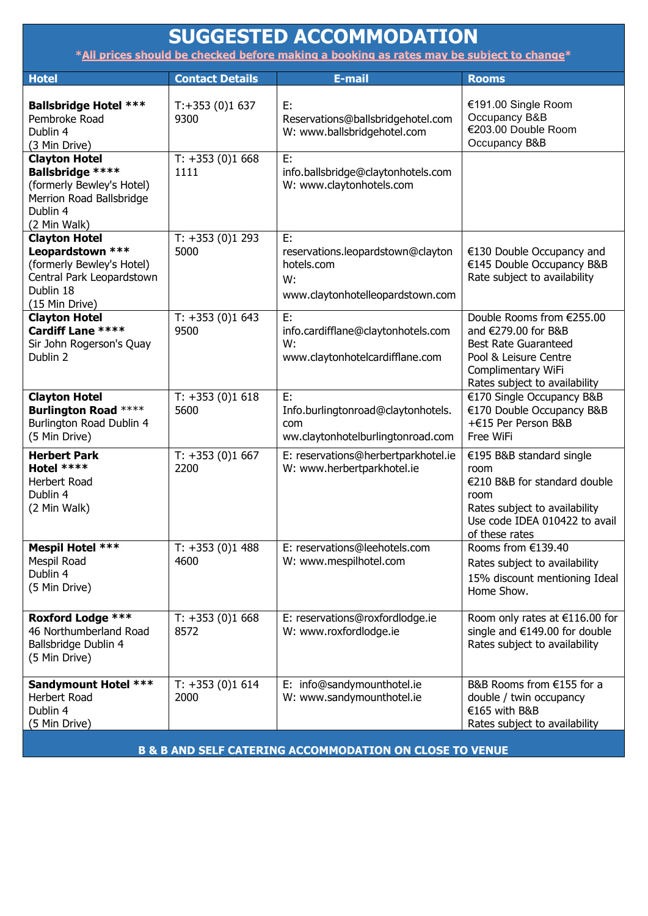# SUGGESTED ACCOMMODATION

***All prices should be checked before making a booking as rates may be subject to change***

| Hotel | Contact Details | E-mail | Rooms |
|---|---|---|---|
| **Ballsbridge Hotel** *** Pembroke Road Dublin 4 (3 Min Drive) | T:+353 (0)1 637 9300 | E: Reservations@ballsbridgehotel.com W: www.ballsbridgehotel.com | €191.00 Single Room Occupancy B&B €203.00 Double Room Occupancy B&B |
| **Clayton Hotel Ballsbridge** **** (formerly Bewley's Hotel) Merrion Road Ballsbridge Dublin 4 (2 Min Walk) | T: +353 (0)1 668 1111 | E: info.ballsbridge@claytonhotels.com W: www.claytonhotels.com | |
| **Clayton Hotel Leopardstown** *** (formerly Bewley's Hotel) Central Park Leopardstown Dublin 18 (15 Min Drive) | T: +353 (0)1 293 5000 | E: reservations.leopardstown@claytonhotels.com W: www.claytonhotelleopardstown.com | €130 Double Occupancy and €145 Double Occupancy B&B Rate subject to availability |
| **Clayton Hotel Cardiff Lane** **** Sir John Rogerson's Quay Dublin 2 | T: +353 (0)1 643 9500 | E: info.cardifflane@claytonhotels.com W: www.claytonhotelcardifflane.com | Double Rooms from €255.00 and €279.00 for B&B Best Rate Guaranteed Pool & Leisure Centre Complimentary WiFi Rates subject to availability |
| **Clayton Hotel Burlington Road** **** Burlington Road Dublin 4 (5 Min Drive) | T: +353 (0)1 618 5600 | E: Info.burlingtonroad@claytonhotels.com ww.claytonhotelburlingtonroad.com | €170 Single Occupancy B&B €170 Double Occupancy B&B +€15 Per Person B&B Free WiFi |
| **Herbert Park Hotel** **** Herbert Road Dublin 4 (2 Min Walk) | T: +353 (0)1 667 2200 | E: reservations@herbertparkhotel.ie W: www.herbertparkhotel.ie | €195 B&B standard single room €210 B&B for standard double room Rates subject to availability Use code IDEA 010422 to avail of these rates |
| **Mespil Hotel** *** Mespil Road Dublin 4 (5 Min Drive) | T: +353 (0)1 488 4600 | E: reservations@leehotels.com W: www.mespilhotel.com | Rooms from €139.40 Rates subject to availability 15% discount mentioning Ideal Home Show. |
| **Roxford Lodge** *** 46 Northumberland Road Ballsbridge Dublin 4 (5 Min Drive) | T: +353 (0)1 668 8572 | E: reservations@roxfordlodge.ie W: www.roxfordlodge.ie | Room only rates at €116.00 for single and €149.00 for double Rates subject to availability |
| **Sandymount Hotel** *** Herbert Road Dublin 4 (5 Min Drive) | T: +353 (0)1 614 2000 | E: info@sandymounthotel.ie W: www.sandymounthotel.ie | B&B Rooms from €155 for a double / twin occupancy €165 with B&B Rates subject to availability |

**B & B AND SELF CATERING ACCOMMODATION ON CLOSE TO VENUE**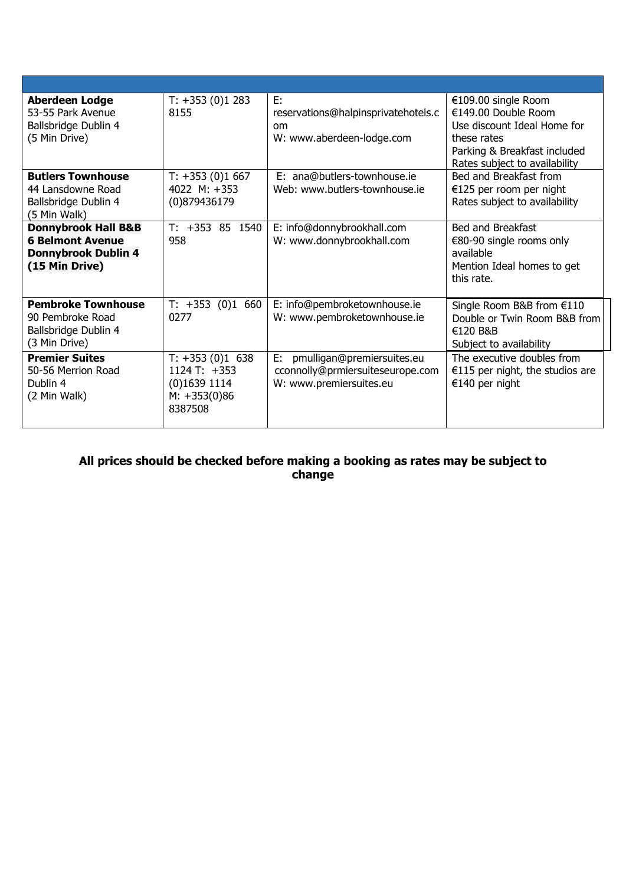| | | | |
|---|---|---|---|
| **Aberdeen Lodge**<br>53-55 Park Avenue<br>Ballsbridge Dublin 4<br>(5 Min Drive) | T: +353 (0)1 283 8155 | E: reservations@halpinsprivatehotels.com<br>W: www.aberdeen-lodge.com | €109.00 single Room<br>€149.00 Double Room<br>Use discount Ideal Home for these rates<br>Parking & Breakfast included<br>Rates subject to availability |
| **Butlers Townhouse**<br>44 Lansdowne Road<br>Ballsbridge Dublin 4<br>(5 Min Walk) | T: +353 (0)1 667 4022 M: +353 (0)879436179 | E: ana@butlers-townhouse.ie<br>Web: www.butlers-townhouse.ie | Bed and Breakfast from €125 per room per night<br>Rates subject to availability |
| **Donnybrook Hall B&B**<br>**6 Belmont Avenue**<br>**Donnybrook Dublin 4**<br>**(15 Min Drive)** | T: +353 85 1540 958 | E: info@donnybrookhall.com<br>W: www.donnybrookhall.com | Bed and Breakfast<br>€80-90 single rooms only available<br>Mention Ideal homes to get this rate. |
| **Pembroke Townhouse**<br>90 Pembroke Road<br>Ballsbridge Dublin 4<br>(3 Min Drive) | T: +353 (0)1 660 0277 | E: info@pembroketownhouse.ie<br>W: www.pembroketownhouse.ie | Single Room B&B from €110<br>Double or Twin Room B&B from €120 B&B<br>Subject to availability |
| **Premier Suites**<br>50-56 Merrion Road<br>Dublin 4<br>(2 Min Walk) | T: +353 (0)1 638 1124 T: +353 (0)1639 1114<br>M: +353(0)86 8387508 | E: pmulligan@premiersuites.eu<br>cconnolly@prmiersuiteseurope.com<br>W: www.premiersuites.eu | The executive doubles from €115 per night, the studios are €140 per night |

**All prices should be checked before making a booking as rates may be subject to change**